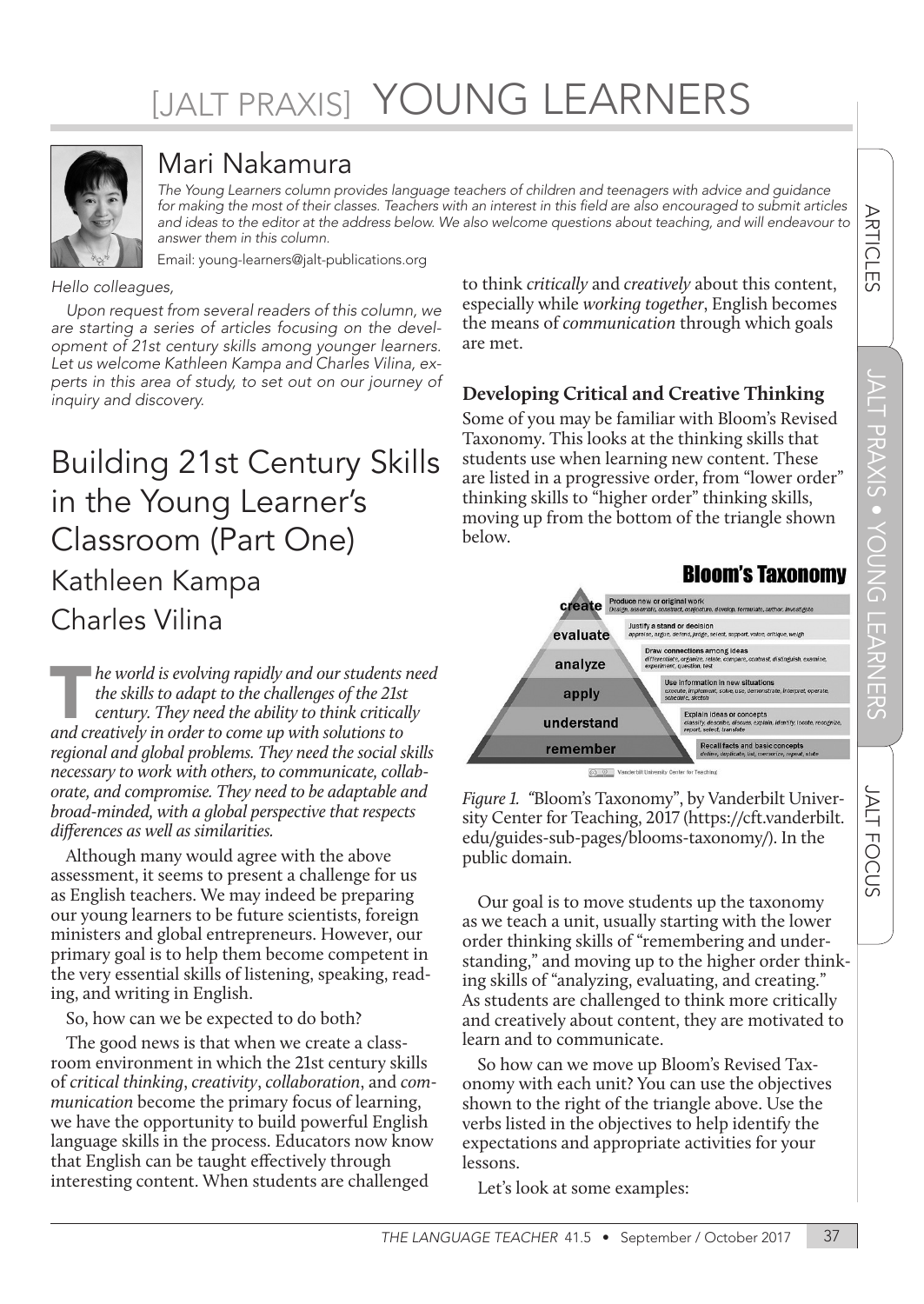# [JALT PRAXIS] YOUNG LEARNERS

## Mari Nakamura

*The Young Learners column provides language teachers of children and teenagers with advice and guidance for making the most of their classes. Teachers with an interest in this field are also encouraged to submit articles and ideas to the editor at the address below. We also welcome questions about teaching, and will endeavour to answer them in this column.*

Email: young-learners@jalt-publications.org

*Hello colleagues,*

*Upon request from several readers of this column, we are starting a series of articles focusing on the development of 21st century skills among younger learners. Let us welcome Kathleen Kampa and Charles Vilina, experts in this area of study, to set out on our journey of inquiry and discovery.*

# Building 21st Century Skills in the Young Learner's Classroom (Part One)

## Kathleen Kampa
## Charles Vilina

***The world is evolving rapidly and our students need the skills to adapt to the challenges of the 21st century. They need the ability to think critically and creatively in order to come up with solutions to regional and global problems. They need the social skills necessary to work with others, to communicate, collaborate, and compromise. They need to be adaptable and broad-minded, with a global perspective that respects differences as well as similarities.***

Although many would agree with the above assessment, it seems to present a challenge for us as English teachers. We may indeed be preparing our young learners to be future scientists, foreign ministers and global entrepreneurs. However, our primary goal is to help them become competent in the very essential skills of listening, speaking, reading, and writing in English.

So, how can we be expected to do both?

The good news is that when we create a classroom environment in which the 21st century skills of *critical thinking*, *creativity*, *collaboration*, and *communication* become the primary focus of learning, we have the opportunity to build powerful English language skills in the process. Educators now know that English can be taught effectively through interesting content. When students are challenged to think *critically* and *creatively* about this content, especially while *working together*, English becomes the means of *communication* through which goals are met.

### Developing Critical and Creative Thinking

Some of you may be familiar with Bloom's Revised Taxonomy. This looks at the thinking skills that students use when learning new content. These are listed in a progressive order, from "lower order" thinking skills to "higher order" thinking skills, moving up from the bottom of the triangle shown below.

**Bloom's Taxonomy**

| Level | Objective |
| --- | --- |
| create | Produce new or original work — design, assemble, construct, conjecture, develop, formulate, author, investigate |
| evaluate | Justify a stand or decision — appraise, argue, defend, judge, select, support, value, critique, weigh |
| analyze | Draw connections among ideas — differentiate, organize, relate, compare, contrast, distinguish, examine, experiment, question, test |
| apply | Use information in new situations — execute, implement, solve, use, demonstrate, interpret, operate, schedule, sketch |
| understand | Explain ideas or concepts — classify, describe, discuss, explain, identify, locate, recognize, report, select, translate |
| remember | Recall facts and basic concepts — define, duplicate, list, memorize, repeat, state |

Vanderbilt University Center for Teaching

*Figure 1.* "Bloom's Taxonomy", by Vanderbilt University Center for Teaching, 2017 (https://cft.vanderbilt.edu/guides-sub-pages/blooms-taxonomy/). In the public domain.

Our goal is to move students up the taxonomy as we teach a unit, usually starting with the lower order thinking skills of "remembering and understanding," and moving up to the higher order thinking skills of "analyzing, evaluating, and creating." As students are challenged to think more critically and creatively about content, they are motivated to learn and to communicate.

So how can we move up Bloom's Revised Taxonomy with each unit? You can use the objectives shown to the right of the triangle above. Use the verbs listed in the objectives to help identify the expectations and appropriate activities for your lessons.

Let's look at some examples: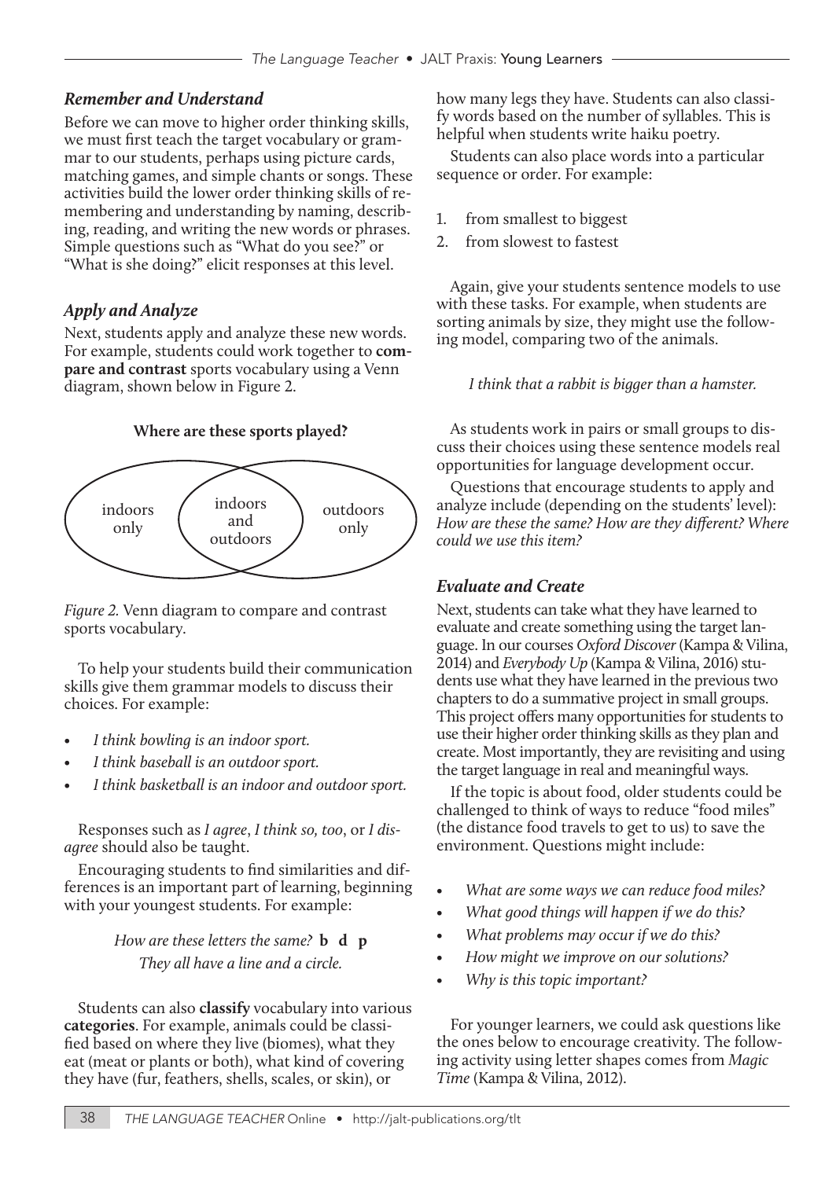### *Remember and Understand*

Before we can move to higher order thinking skills, we must first teach the target vocabulary or grammar to our students, perhaps using picture cards, matching games, and simple chants or songs. These activities build the lower order thinking skills of remembering and understanding by naming, describing, reading, and writing the new words or phrases. Simple questions such as "What do you see?" or "What is she doing?" elicit responses at this level.

### *Apply and Analyze*

Next, students apply and analyze these new words. For example, students could work together to **compare and contrast** sports vocabulary using a Venn diagram, shown below in Figure 2.

**Where are these sports played?**

indoors only | indoors and outdoors | outdoors only

*Figure 2.* Venn diagram to compare and contrast sports vocabulary.

To help your students build their communication skills give them grammar models to discuss their choices. For example:

- *I think bowling is an indoor sport.*
- *I think baseball is an outdoor sport.*
- *I think basketball is an indoor and outdoor sport.*

Responses such as *I agree*, *I think so, too*, or *I disagree* should also be taught.

Encouraging students to find similarities and differences is an important part of learning, beginning with your youngest students. For example:

*How are these letters the same?* **b d p**
*They all have a line and a circle.*

Students can also **classify** vocabulary into various **categories**. For example, animals could be classified based on where they live (biomes), what they eat (meat or plants or both), what kind of covering they have (fur, feathers, shells, scales, or skin), or how many legs they have. Students can also classify words based on the number of syllables. This is helpful when students write haiku poetry.

Students can also place words into a particular sequence or order. For example:

1. from smallest to biggest
2. from slowest to fastest

Again, give your students sentence models to use with these tasks. For example, when students are sorting animals by size, they might use the following model, comparing two of the animals.

*I think that a rabbit is bigger than a hamster.*

As students work in pairs or small groups to discuss their choices using these sentence models real opportunities for language development occur.

Questions that encourage students to apply and analyze include (depending on the students' level): *How are these the same? How are they different? Where could we use this item?*

### *Evaluate and Create*

Next, students can take what they have learned to evaluate and create something using the target language. In our courses *Oxford Discover* (Kampa & Vilina, 2014) and *Everybody Up* (Kampa & Vilina, 2016) students use what they have learned in the previous two chapters to do a summative project in small groups. This project offers many opportunities for students to use their higher order thinking skills as they plan and create. Most importantly, they are revisiting and using the target language in real and meaningful ways.

If the topic is about food, older students could be challenged to think of ways to reduce "food miles" (the distance food travels to get to us) to save the environment. Questions might include:

- *What are some ways we can reduce food miles?*
- *What good things will happen if we do this?*
- *What problems may occur if we do this?*
- *How might we improve on our solutions?*
- *Why is this topic important?*

For younger learners, we could ask questions like the ones below to encourage creativity. The following activity using letter shapes comes from *Magic Time* (Kampa & Vilina, 2012).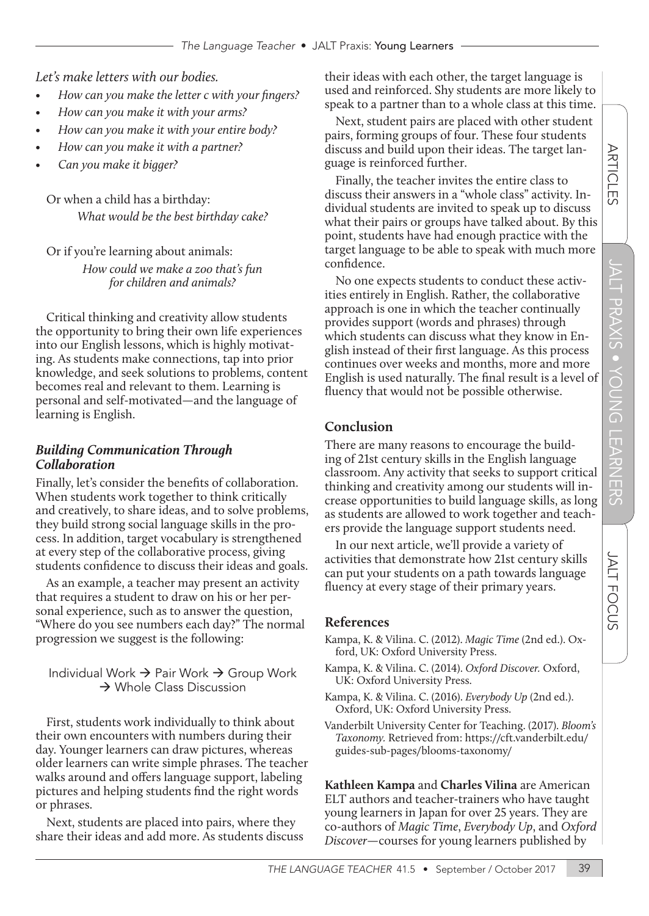*Let's make letters with our bodies.*

- *How can you make the letter c with your fingers?*
- *How can you make it with your arms?*
- *How can you make it with your entire body?*
- *How can you make it with a partner?*
- *Can you make it bigger?*

Or when a child has a birthday:

*What would be the best birthday cake?*

Or if you're learning about animals:

*How could we make a zoo that's fun for children and animals?*

Critical thinking and creativity allow students the opportunity to bring their own life experiences into our English lessons, which is highly motivating. As students make connections, tap into prior knowledge, and seek solutions to problems, content becomes real and relevant to them. Learning is personal and self-motivated—and the language of learning is English.

### *Building Communication Through Collaboration*

Finally, let's consider the benefits of collaboration. When students work together to think critically and creatively, to share ideas, and to solve problems, they build strong social language skills in the process. In addition, target vocabulary is strengthened at every step of the collaborative process, giving students confidence to discuss their ideas and goals.

As an example, a teacher may present an activity that requires a student to draw on his or her personal experience, such as to answer the question, "Where do you see numbers each day?" The normal progression we suggest is the following:

Individual Work → Pair Work → Group Work → Whole Class Discussion

First, students work individually to think about their own encounters with numbers during their day. Younger learners can draw pictures, whereas older learners can write simple phrases. The teacher walks around and offers language support, labeling pictures and helping students find the right words or phrases.

Next, students are placed into pairs, where they share their ideas and add more. As students discuss their ideas with each other, the target language is used and reinforced. Shy students are more likely to speak to a partner than to a whole class at this time.

Next, student pairs are placed with other student pairs, forming groups of four. These four students discuss and build upon their ideas. The target language is reinforced further.

Finally, the teacher invites the entire class to discuss their answers in a "whole class" activity. Individual students are invited to speak up to discuss what their pairs or groups have talked about. By this point, students have had enough practice with the target language to be able to speak with much more confidence.

No one expects students to conduct these activities entirely in English. Rather, the collaborative approach is one in which the teacher continually provides support (words and phrases) through which students can discuss what they know in English instead of their first language. As this process continues over weeks and months, more and more English is used naturally. The final result is a level of fluency that would not be possible otherwise.

## Conclusion

There are many reasons to encourage the building of 21st century skills in the English language classroom. Any activity that seeks to support critical thinking and creativity among our students will increase opportunities to build language skills, as long as students are allowed to work together and teachers provide the language support students need.

In our next article, we'll provide a variety of activities that demonstrate how 21st century skills can put your students on a path towards language fluency at every stage of their primary years.

## References

Kampa, K. & Vilina. C. (2012). *Magic Time* (2nd ed.). Oxford, UK: Oxford University Press.

Kampa, K. & Vilina. C. (2014). *Oxford Discover.* Oxford, UK: Oxford University Press.

Kampa, K. & Vilina. C. (2016). *Everybody Up* (2nd ed.). Oxford, UK: Oxford University Press.

Vanderbilt University Center for Teaching. (2017). *Bloom's Taxonomy.* Retrieved from: https://cft.vanderbilt.edu/guides-sub-pages/blooms-taxonomy/

**Kathleen Kampa** and **Charles Vilina** are American ELT authors and teacher-trainers who have taught young learners in Japan for over 25 years. They are co-authors of *Magic Time*, *Everybody Up*, and *Oxford Discover*—courses for young learners published by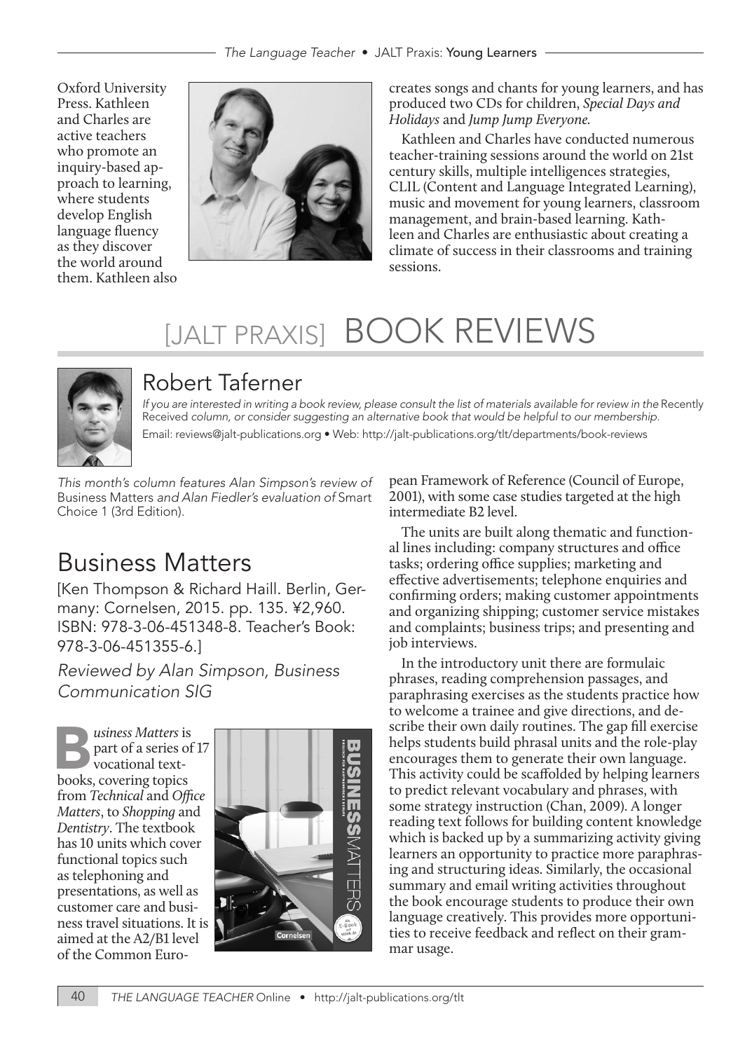Oxford University Press. Kathleen and Charles are active teachers who promote an inquiry-based approach to learning, where students develop English language fluency as they discover the world around them. Kathleen also creates songs and chants for young learners, and has produced two CDs for children, *Special Days and Holidays* and *Jump Jump Everyone.*

Kathleen and Charles have conducted numerous teacher-training sessions around the world on 21st century skills, multiple intelligences strategies, CLIL (Content and Language Integrated Learning), music and movement for young learners, classroom management, and brain-based learning. Kathleen and Charles are enthusiastic about creating a climate of success in their classrooms and training sessions.

# [JALT PRAXIS] BOOK REVIEWS

## Robert Taferner

*If you are interested in writing a book review, please consult the list of materials available for review in the* Recently Received *column, or consider suggesting an alternative book that would be helpful to our membership.*

Email: reviews@jalt-publications.org • Web: http://jalt-publications.org/tlt/departments/book-reviews

*This month's column features Alan Simpson's review of* Business Matters *and Alan Fiedler's evaluation of* Smart Choice 1 (3rd Edition).

## Business Matters

[Ken Thompson & Richard Haill. Berlin, Germany: Cornelsen, 2015. pp. 135. ¥2,960. ISBN: 978-3-06-451348-8. Teacher's Book: 978-3-06-451355-6.]

*Reviewed by Alan Simpson, Business Communication SIG*

*Business Matters* is part of a series of 17 vocational textbooks, covering topics from *Technical* and *Office Matters*, to *Shopping* and *Dentistry*. The textbook has 10 units which cover functional topics such as telephoning and presentations, as well as customer care and business travel situations. It is aimed at the A2/B1 level of the Common European Framework of Reference (Council of Europe, 2001), with some case studies targeted at the high intermediate B2 level.

The units are built along thematic and functional lines including: company structures and office tasks; ordering office supplies; marketing and effective advertisements; telephone enquiries and confirming orders; making customer appointments and organizing shipping; customer service mistakes and complaints; business trips; and presenting and job interviews.

In the introductory unit there are formulaic phrases, reading comprehension passages, and paraphrasing exercises as the students practice how to welcome a trainee and give directions, and describe their own daily routines. The gap fill exercise helps students build phrasal units and the role-play encourages them to generate their own language. This activity could be scaffolded by helping learners to predict relevant vocabulary and phrases, with some strategy instruction (Chan, 2009). A longer reading text follows for building content knowledge which is backed up by a summarizing activity giving learners an opportunity to practice more paraphrasing and structuring ideas. Similarly, the occasional summary and email writing activities throughout the book encourage students to produce their own language creatively. This provides more opportunities to receive feedback and reflect on their grammar usage.